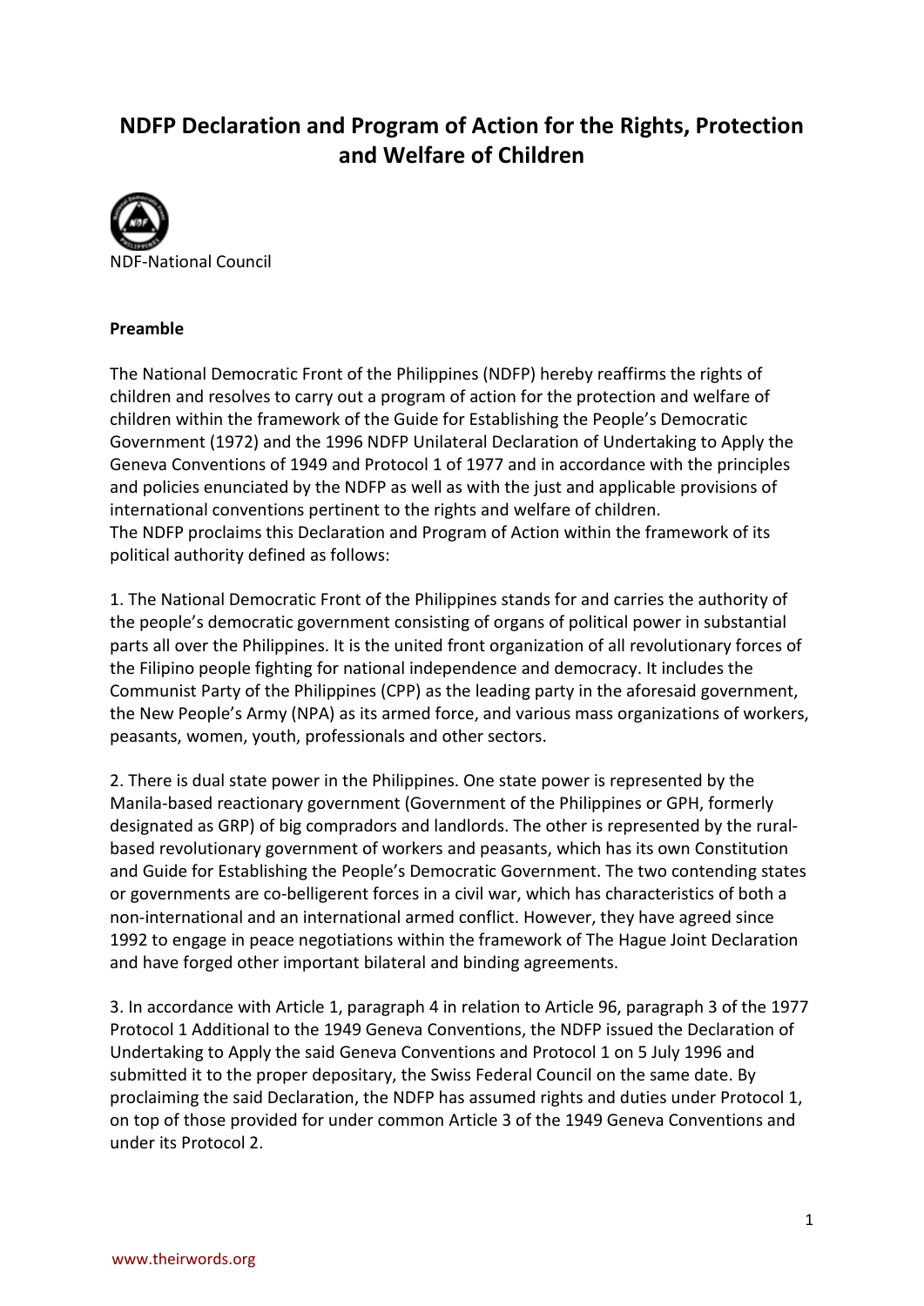# NDFP Declaration and Program of Action for the Rights, Protection and Welfare of Children

NDF-National Council

**Preamble**

The National Democratic Front of the Philippines (NDFP) hereby reaffirms the rights of children and resolves to carry out a program of action for the protection and welfare of children within the framework of the Guide for Establishing the People's Democratic Government (1972) and the 1996 NDFP Unilateral Declaration of Undertaking to Apply the Geneva Conventions of 1949 and Protocol 1 of 1977 and in accordance with the principles and policies enunciated by the NDFP as well as with the just and applicable provisions of international conventions pertinent to the rights and welfare of children.
The NDFP proclaims this Declaration and Program of Action within the framework of its political authority defined as follows:

1. The National Democratic Front of the Philippines stands for and carries the authority of the people's democratic government consisting of organs of political power in substantial parts all over the Philippines. It is the united front organization of all revolutionary forces of the Filipino people fighting for national independence and democracy. It includes the Communist Party of the Philippines (CPP) as the leading party in the aforesaid government, the New People's Army (NPA) as its armed force, and various mass organizations of workers, peasants, women, youth, professionals and other sectors.

2. There is dual state power in the Philippines. One state power is represented by the Manila-based reactionary government (Government of the Philippines or GPH, formerly designated as GRP) of big compradors and landlords. The other is represented by the rural-based revolutionary government of workers and peasants, which has its own Constitution and Guide for Establishing the People's Democratic Government. The two contending states or governments are co-belligerent forces in a civil war, which has characteristics of both a non-international and an international armed conflict. However, they have agreed since 1992 to engage in peace negotiations within the framework of The Hague Joint Declaration and have forged other important bilateral and binding agreements.

3. In accordance with Article 1, paragraph 4 in relation to Article 96, paragraph 3 of the 1977 Protocol 1 Additional to the 1949 Geneva Conventions, the NDFP issued the Declaration of Undertaking to Apply the said Geneva Conventions and Protocol 1 on 5 July 1996 and submitted it to the proper depositary, the Swiss Federal Council on the same date. By proclaiming the said Declaration, the NDFP has assumed rights and duties under Protocol 1, on top of those provided for under common Article 3 of the 1949 Geneva Conventions and under its Protocol 2.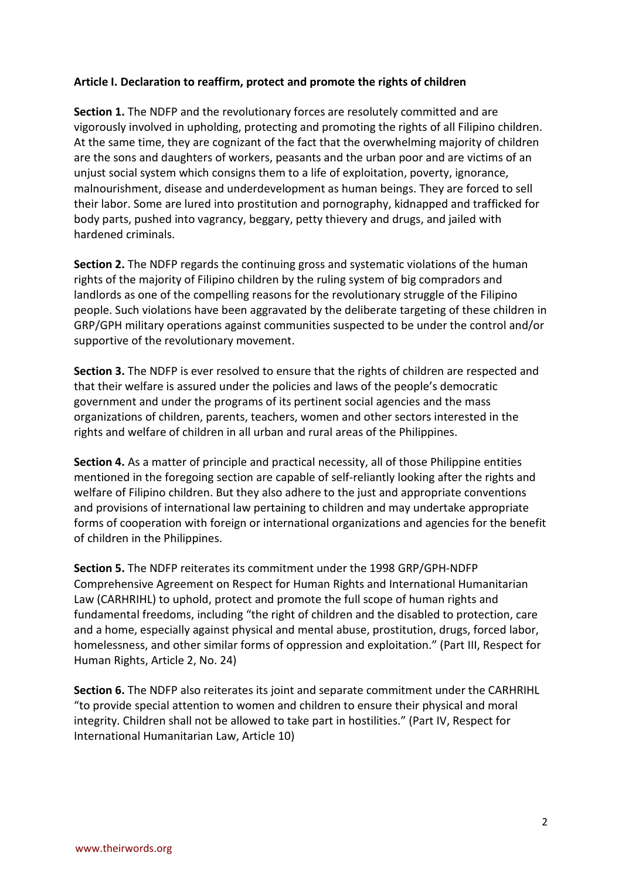**Article I. Declaration to reaffirm, protect and promote the rights of children**

**Section 1.** The NDFP and the revolutionary forces are resolutely committed and are vigorously involved in upholding, protecting and promoting the rights of all Filipino children. At the same time, they are cognizant of the fact that the overwhelming majority of children are the sons and daughters of workers, peasants and the urban poor and are victims of an unjust social system which consigns them to a life of exploitation, poverty, ignorance, malnourishment, disease and underdevelopment as human beings. They are forced to sell their labor. Some are lured into prostitution and pornography, kidnapped and trafficked for body parts, pushed into vagrancy, beggary, petty thievery and drugs, and jailed with hardened criminals.

**Section 2.** The NDFP regards the continuing gross and systematic violations of the human rights of the majority of Filipino children by the ruling system of big compradors and landlords as one of the compelling reasons for the revolutionary struggle of the Filipino people. Such violations have been aggravated by the deliberate targeting of these children in GRP/GPH military operations against communities suspected to be under the control and/or supportive of the revolutionary movement.

**Section 3.** The NDFP is ever resolved to ensure that the rights of children are respected and that their welfare is assured under the policies and laws of the people's democratic government and under the programs of its pertinent social agencies and the mass organizations of children, parents, teachers, women and other sectors interested in the rights and welfare of children in all urban and rural areas of the Philippines.

**Section 4.** As a matter of principle and practical necessity, all of those Philippine entities mentioned in the foregoing section are capable of self-reliantly looking after the rights and welfare of Filipino children. But they also adhere to the just and appropriate conventions and provisions of international law pertaining to children and may undertake appropriate forms of cooperation with foreign or international organizations and agencies for the benefit of children in the Philippines.

**Section 5.** The NDFP reiterates its commitment under the 1998 GRP/GPH-NDFP Comprehensive Agreement on Respect for Human Rights and International Humanitarian Law (CARHRIHL) to uphold, protect and promote the full scope of human rights and fundamental freedoms, including "the right of children and the disabled to protection, care and a home, especially against physical and mental abuse, prostitution, drugs, forced labor, homelessness, and other similar forms of oppression and exploitation." (Part III, Respect for Human Rights, Article 2, No. 24)

**Section 6.** The NDFP also reiterates its joint and separate commitment under the CARHRIHL "to provide special attention to women and children to ensure their physical and moral integrity. Children shall not be allowed to take part in hostilities." (Part IV, Respect for International Humanitarian Law, Article 10)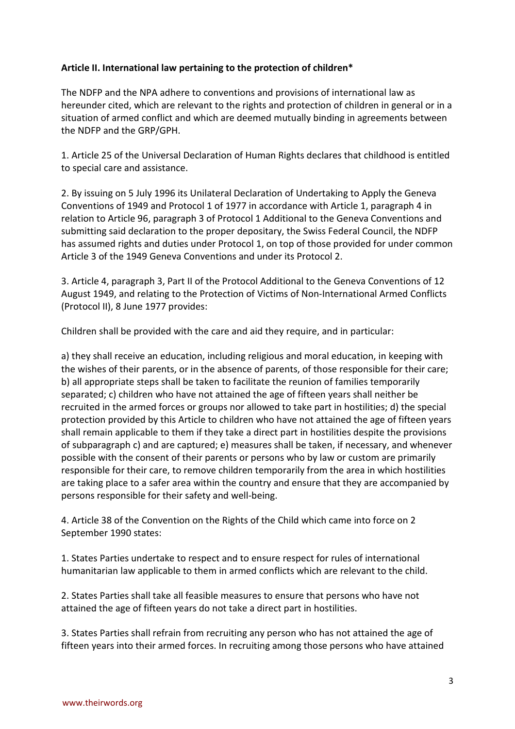**Article II. International law pertaining to the protection of children***

The NDFP and the NPA adhere to conventions and provisions of international law as hereunder cited, which are relevant to the rights and protection of children in general or in a situation of armed conflict and which are deemed mutually binding in agreements between the NDFP and the GRP/GPH.

1. Article 25 of the Universal Declaration of Human Rights declares that childhood is entitled to special care and assistance.

2. By issuing on 5 July 1996 its Unilateral Declaration of Undertaking to Apply the Geneva Conventions of 1949 and Protocol 1 of 1977 in accordance with Article 1, paragraph 4 in relation to Article 96, paragraph 3 of Protocol 1 Additional to the Geneva Conventions and submitting said declaration to the proper depositary, the Swiss Federal Council, the NDFP has assumed rights and duties under Protocol 1, on top of those provided for under common Article 3 of the 1949 Geneva Conventions and under its Protocol 2.

3. Article 4, paragraph 3, Part II of the Protocol Additional to the Geneva Conventions of 12 August 1949, and relating to the Protection of Victims of Non-International Armed Conflicts (Protocol II), 8 June 1977 provides:

Children shall be provided with the care and aid they require, and in particular:

a) they shall receive an education, including religious and moral education, in keeping with the wishes of their parents, or in the absence of parents, of those responsible for their care; b) all appropriate steps shall be taken to facilitate the reunion of families temporarily separated; c) children who have not attained the age of fifteen years shall neither be recruited in the armed forces or groups nor allowed to take part in hostilities; d) the special protection provided by this Article to children who have not attained the age of fifteen years shall remain applicable to them if they take a direct part in hostilities despite the provisions of subparagraph c) and are captured; e) measures shall be taken, if necessary, and whenever possible with the consent of their parents or persons who by law or custom are primarily responsible for their care, to remove children temporarily from the area in which hostilities are taking place to a safer area within the country and ensure that they are accompanied by persons responsible for their safety and well-being.

4. Article 38 of the Convention on the Rights of the Child which came into force on 2 September 1990 states:

1. States Parties undertake to respect and to ensure respect for rules of international humanitarian law applicable to them in armed conflicts which are relevant to the child.

2. States Parties shall take all feasible measures to ensure that persons who have not attained the age of fifteen years do not take a direct part in hostilities.

3. States Parties shall refrain from recruiting any person who has not attained the age of fifteen years into their armed forces. In recruiting among those persons who have attained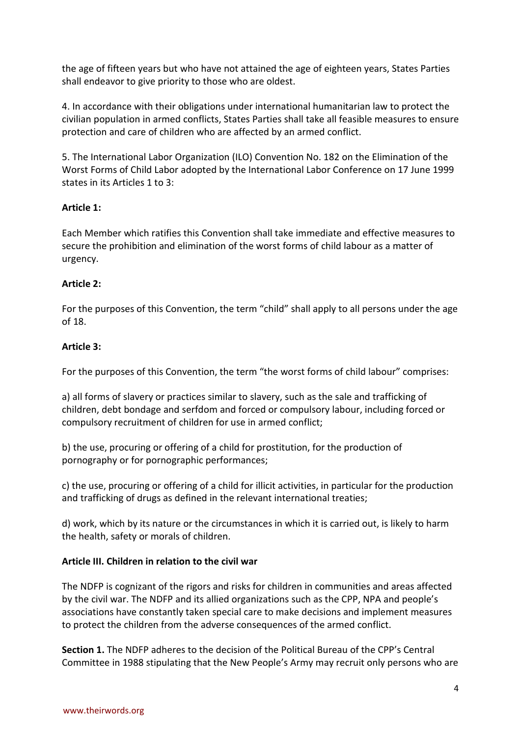the age of fifteen years but who have not attained the age of eighteen years, States Parties shall endeavor to give priority to those who are oldest.

4. In accordance with their obligations under international humanitarian law to protect the civilian population in armed conflicts, States Parties shall take all feasible measures to ensure protection and care of children who are affected by an armed conflict.

5. The International Labor Organization (ILO) Convention No. 182 on the Elimination of the Worst Forms of Child Labor adopted by the International Labor Conference on 17 June 1999 states in its Articles 1 to 3:

**Article 1:**

Each Member which ratifies this Convention shall take immediate and effective measures to secure the prohibition and elimination of the worst forms of child labour as a matter of urgency.

**Article 2:**

For the purposes of this Convention, the term "child" shall apply to all persons under the age of 18.

**Article 3:**

For the purposes of this Convention, the term "the worst forms of child labour" comprises:

a) all forms of slavery or practices similar to slavery, such as the sale and trafficking of children, debt bondage and serfdom and forced or compulsory labour, including forced or compulsory recruitment of children for use in armed conflict;

b) the use, procuring or offering of a child for prostitution, for the production of pornography or for pornographic performances;

c) the use, procuring or offering of a child for illicit activities, in particular for the production and trafficking of drugs as defined in the relevant international treaties;

d) work, which by its nature or the circumstances in which it is carried out, is likely to harm the health, safety or morals of children.

**Article III. Children in relation to the civil war**

The NDFP is cognizant of the rigors and risks for children in communities and areas affected by the civil war. The NDFP and its allied organizations such as the CPP, NPA and people's associations have constantly taken special care to make decisions and implement measures to protect the children from the adverse consequences of the armed conflict.

**Section 1.** The NDFP adheres to the decision of the Political Bureau of the CPP's Central Committee in 1988 stipulating that the New People's Army may recruit only persons who are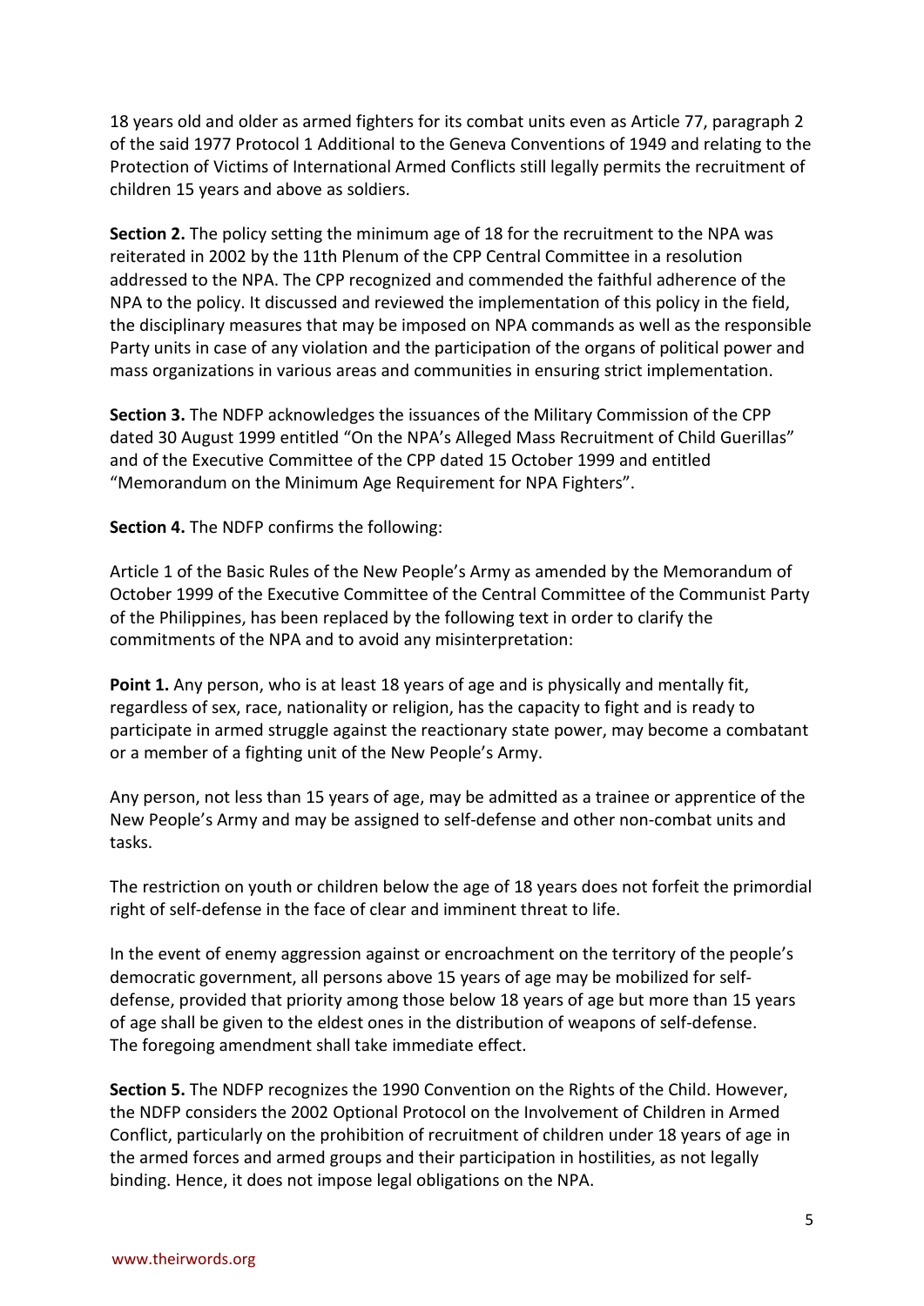18 years old and older as armed fighters for its combat units even as Article 77, paragraph 2 of the said 1977 Protocol 1 Additional to the Geneva Conventions of 1949 and relating to the Protection of Victims of International Armed Conflicts still legally permits the recruitment of children 15 years and above as soldiers.

**Section 2.** The policy setting the minimum age of 18 for the recruitment to the NPA was reiterated in 2002 by the 11th Plenum of the CPP Central Committee in a resolution addressed to the NPA. The CPP recognized and commended the faithful adherence of the NPA to the policy. It discussed and reviewed the implementation of this policy in the field, the disciplinary measures that may be imposed on NPA commands as well as the responsible Party units in case of any violation and the participation of the organs of political power and mass organizations in various areas and communities in ensuring strict implementation.

**Section 3.** The NDFP acknowledges the issuances of the Military Commission of the CPP dated 30 August 1999 entitled "On the NPA's Alleged Mass Recruitment of Child Guerillas" and of the Executive Committee of the CPP dated 15 October 1999 and entitled "Memorandum on the Minimum Age Requirement for NPA Fighters".

**Section 4.** The NDFP confirms the following:

Article 1 of the Basic Rules of the New People's Army as amended by the Memorandum of October 1999 of the Executive Committee of the Central Committee of the Communist Party of the Philippines, has been replaced by the following text in order to clarify the commitments of the NPA and to avoid any misinterpretation:

**Point 1.** Any person, who is at least 18 years of age and is physically and mentally fit, regardless of sex, race, nationality or religion, has the capacity to fight and is ready to participate in armed struggle against the reactionary state power, may become a combatant or a member of a fighting unit of the New People's Army.

Any person, not less than 15 years of age, may be admitted as a trainee or apprentice of the New People's Army and may be assigned to self-defense and other non-combat units and tasks.

The restriction on youth or children below the age of 18 years does not forfeit the primordial right of self-defense in the face of clear and imminent threat to life.

In the event of enemy aggression against or encroachment on the territory of the people's democratic government, all persons above 15 years of age may be mobilized for self-defense, provided that priority among those below 18 years of age but more than 15 years of age shall be given to the eldest ones in the distribution of weapons of self-defense.
The foregoing amendment shall take immediate effect.

**Section 5.** The NDFP recognizes the 1990 Convention on the Rights of the Child. However, the NDFP considers the 2002 Optional Protocol on the Involvement of Children in Armed Conflict, particularly on the prohibition of recruitment of children under 18 years of age in the armed forces and armed groups and their participation in hostilities, as not legally binding. Hence, it does not impose legal obligations on the NPA.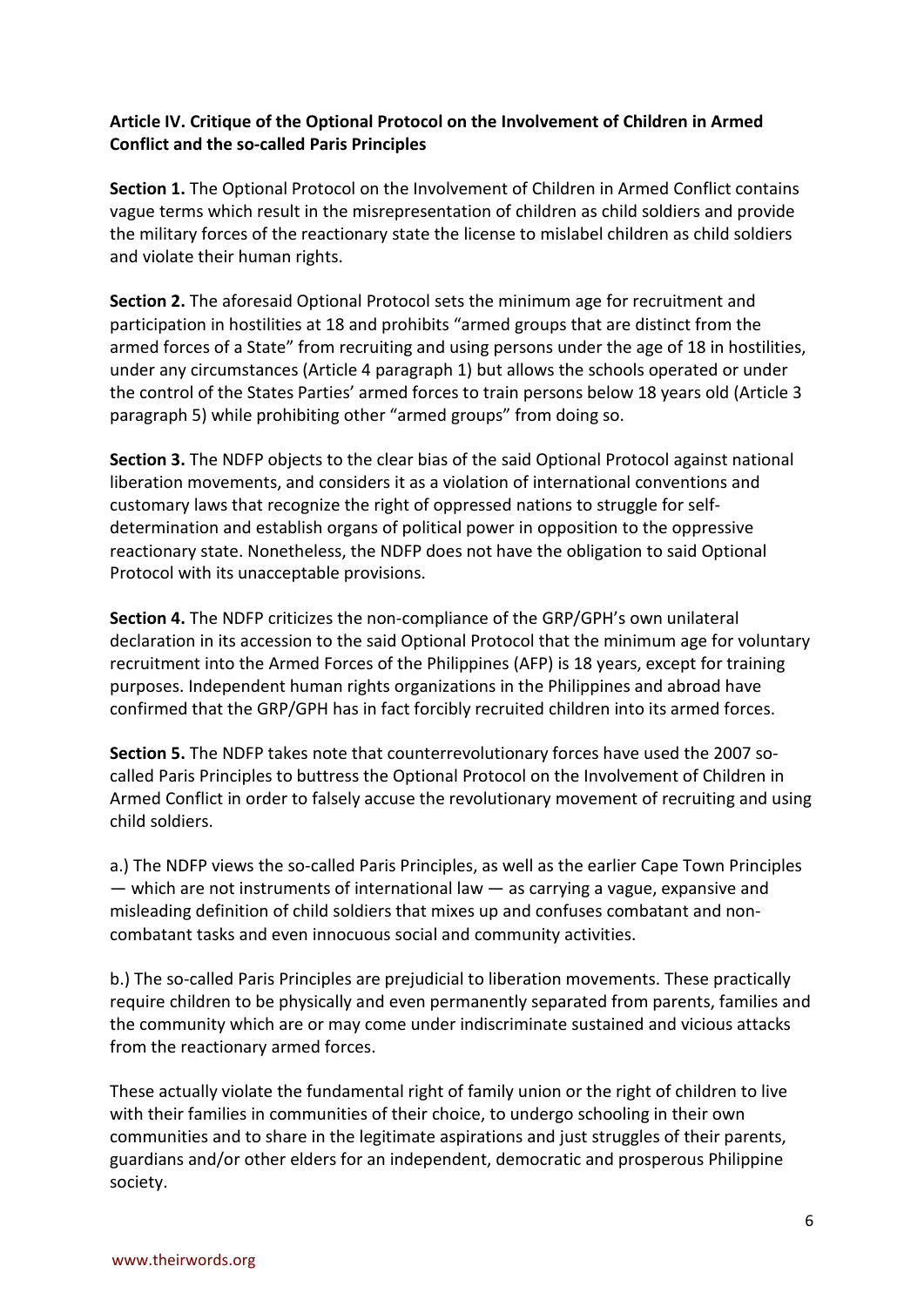**Article IV. Critique of the Optional Protocol on the Involvement of Children in Armed Conflict and the so-called Paris Principles**

**Section 1.** The Optional Protocol on the Involvement of Children in Armed Conflict contains vague terms which result in the misrepresentation of children as child soldiers and provide the military forces of the reactionary state the license to mislabel children as child soldiers and violate their human rights.

**Section 2.** The aforesaid Optional Protocol sets the minimum age for recruitment and participation in hostilities at 18 and prohibits "armed groups that are distinct from the armed forces of a State" from recruiting and using persons under the age of 18 in hostilities, under any circumstances (Article 4 paragraph 1) but allows the schools operated or under the control of the States Parties' armed forces to train persons below 18 years old (Article 3 paragraph 5) while prohibiting other "armed groups" from doing so.

**Section 3.** The NDFP objects to the clear bias of the said Optional Protocol against national liberation movements, and considers it as a violation of international conventions and customary laws that recognize the right of oppressed nations to struggle for self-determination and establish organs of political power in opposition to the oppressive reactionary state. Nonetheless, the NDFP does not have the obligation to said Optional Protocol with its unacceptable provisions.

**Section 4.** The NDFP criticizes the non-compliance of the GRP/GPH's own unilateral declaration in its accession to the said Optional Protocol that the minimum age for voluntary recruitment into the Armed Forces of the Philippines (AFP) is 18 years, except for training purposes. Independent human rights organizations in the Philippines and abroad have confirmed that the GRP/GPH has in fact forcibly recruited children into its armed forces.

**Section 5.** The NDFP takes note that counterrevolutionary forces have used the 2007 so-called Paris Principles to buttress the Optional Protocol on the Involvement of Children in Armed Conflict in order to falsely accuse the revolutionary movement of recruiting and using child soldiers.

a.) The NDFP views the so-called Paris Principles, as well as the earlier Cape Town Principles — which are not instruments of international law — as carrying a vague, expansive and misleading definition of child soldiers that mixes up and confuses combatant and non-combatant tasks and even innocuous social and community activities.

b.) The so-called Paris Principles are prejudicial to liberation movements. These practically require children to be physically and even permanently separated from parents, families and the community which are or may come under indiscriminate sustained and vicious attacks from the reactionary armed forces.

These actually violate the fundamental right of family union or the right of children to live with their families in communities of their choice, to undergo schooling in their own communities and to share in the legitimate aspirations and just struggles of their parents, guardians and/or other elders for an independent, democratic and prosperous Philippine society.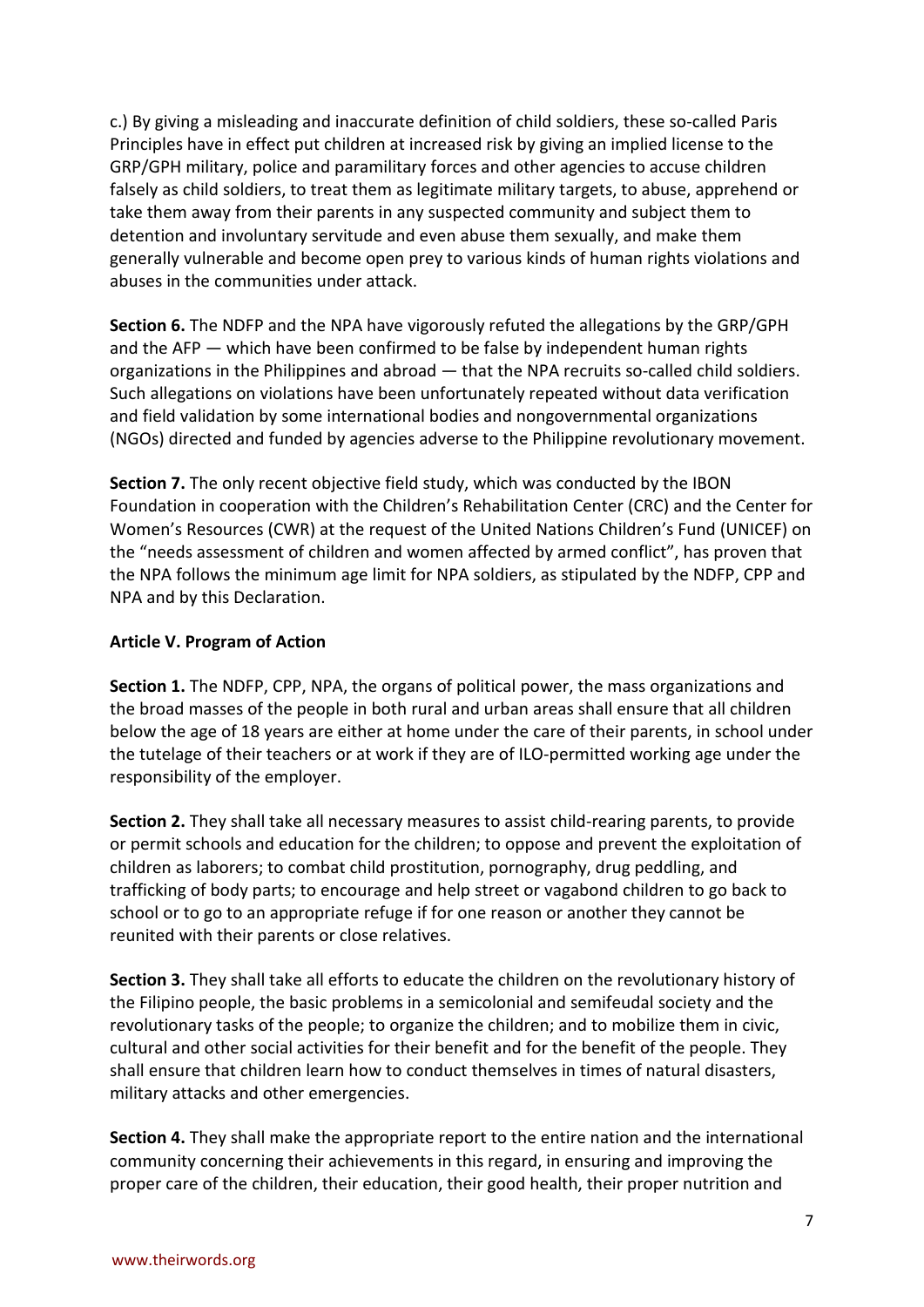c.) By giving a misleading and inaccurate definition of child soldiers, these so-called Paris Principles have in effect put children at increased risk by giving an implied license to the GRP/GPH military, police and paramilitary forces and other agencies to accuse children falsely as child soldiers, to treat them as legitimate military targets, to abuse, apprehend or take them away from their parents in any suspected community and subject them to detention and involuntary servitude and even abuse them sexually, and make them generally vulnerable and become open prey to various kinds of human rights violations and abuses in the communities under attack.

**Section 6.** The NDFP and the NPA have vigorously refuted the allegations by the GRP/GPH and the AFP — which have been confirmed to be false by independent human rights organizations in the Philippines and abroad — that the NPA recruits so-called child soldiers. Such allegations on violations have been unfortunately repeated without data verification and field validation by some international bodies and nongovernmental organizations (NGOs) directed and funded by agencies adverse to the Philippine revolutionary movement.

**Section 7.** The only recent objective field study, which was conducted by the IBON Foundation in cooperation with the Children's Rehabilitation Center (CRC) and the Center for Women's Resources (CWR) at the request of the United Nations Children's Fund (UNICEF) on the "needs assessment of children and women affected by armed conflict", has proven that the NPA follows the minimum age limit for NPA soldiers, as stipulated by the NDFP, CPP and NPA and by this Declaration.

**Article V. Program of Action**

**Section 1.** The NDFP, CPP, NPA, the organs of political power, the mass organizations and the broad masses of the people in both rural and urban areas shall ensure that all children below the age of 18 years are either at home under the care of their parents, in school under the tutelage of their teachers or at work if they are of ILO-permitted working age under the responsibility of the employer.

**Section 2.** They shall take all necessary measures to assist child-rearing parents, to provide or permit schools and education for the children; to oppose and prevent the exploitation of children as laborers; to combat child prostitution, pornography, drug peddling, and trafficking of body parts; to encourage and help street or vagabond children to go back to school or to go to an appropriate refuge if for one reason or another they cannot be reunited with their parents or close relatives.

**Section 3.** They shall take all efforts to educate the children on the revolutionary history of the Filipino people, the basic problems in a semicolonial and semifeudal society and the revolutionary tasks of the people; to organize the children; and to mobilize them in civic, cultural and other social activities for their benefit and for the benefit of the people. They shall ensure that children learn how to conduct themselves in times of natural disasters, military attacks and other emergencies.

**Section 4.** They shall make the appropriate report to the entire nation and the international community concerning their achievements in this regard, in ensuring and improving the proper care of the children, their education, their good health, their proper nutrition and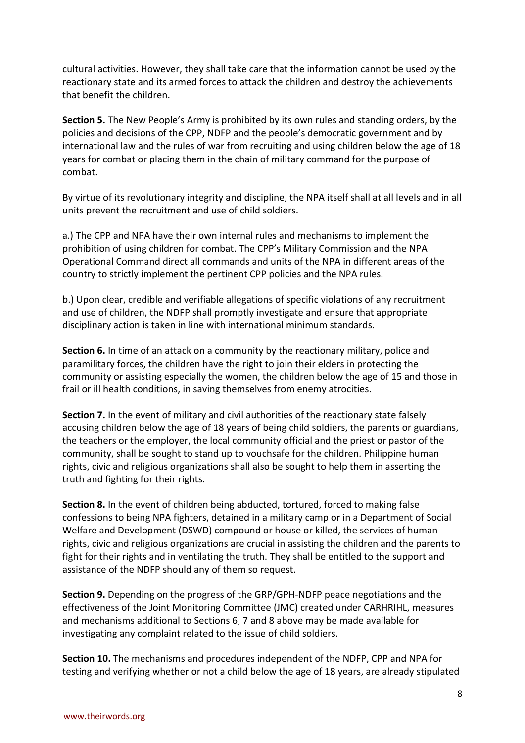cultural activities. However, they shall take care that the information cannot be used by the reactionary state and its armed forces to attack the children and destroy the achievements that benefit the children.

**Section 5.** The New People's Army is prohibited by its own rules and standing orders, by the policies and decisions of the CPP, NDFP and the people's democratic government and by international law and the rules of war from recruiting and using children below the age of 18 years for combat or placing them in the chain of military command for the purpose of combat.

By virtue of its revolutionary integrity and discipline, the NPA itself shall at all levels and in all units prevent the recruitment and use of child soldiers.

a.) The CPP and NPA have their own internal rules and mechanisms to implement the prohibition of using children for combat. The CPP's Military Commission and the NPA Operational Command direct all commands and units of the NPA in different areas of the country to strictly implement the pertinent CPP policies and the NPA rules.

b.) Upon clear, credible and verifiable allegations of specific violations of any recruitment and use of children, the NDFP shall promptly investigate and ensure that appropriate disciplinary action is taken in line with international minimum standards.

**Section 6.** In time of an attack on a community by the reactionary military, police and paramilitary forces, the children have the right to join their elders in protecting the community or assisting especially the women, the children below the age of 15 and those in frail or ill health conditions, in saving themselves from enemy atrocities.

**Section 7.** In the event of military and civil authorities of the reactionary state falsely accusing children below the age of 18 years of being child soldiers, the parents or guardians, the teachers or the employer, the local community official and the priest or pastor of the community, shall be sought to stand up to vouchsafe for the children. Philippine human rights, civic and religious organizations shall also be sought to help them in asserting the truth and fighting for their rights.

**Section 8.** In the event of children being abducted, tortured, forced to making false confessions to being NPA fighters, detained in a military camp or in a Department of Social Welfare and Development (DSWD) compound or house or killed, the services of human rights, civic and religious organizations are crucial in assisting the children and the parents to fight for their rights and in ventilating the truth. They shall be entitled to the support and assistance of the NDFP should any of them so request.

**Section 9.** Depending on the progress of the GRP/GPH-NDFP peace negotiations and the effectiveness of the Joint Monitoring Committee (JMC) created under CARHRIHL, measures and mechanisms additional to Sections 6, 7 and 8 above may be made available for investigating any complaint related to the issue of child soldiers.

**Section 10.** The mechanisms and procedures independent of the NDFP, CPP and NPA for testing and verifying whether or not a child below the age of 18 years, are already stipulated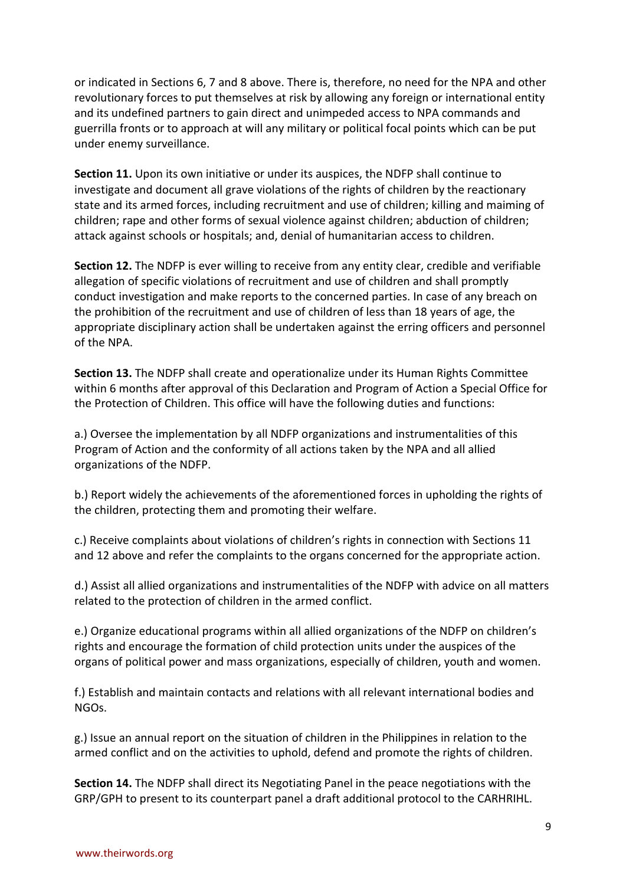or indicated in Sections 6, 7 and 8 above. There is, therefore, no need for the NPA and other revolutionary forces to put themselves at risk by allowing any foreign or international entity and its undefined partners to gain direct and unimpeded access to NPA commands and guerrilla fronts or to approach at will any military or political focal points which can be put under enemy surveillance.

**Section 11.** Upon its own initiative or under its auspices, the NDFP shall continue to investigate and document all grave violations of the rights of children by the reactionary state and its armed forces, including recruitment and use of children; killing and maiming of children; rape and other forms of sexual violence against children; abduction of children; attack against schools or hospitals; and, denial of humanitarian access to children.

**Section 12.** The NDFP is ever willing to receive from any entity clear, credible and verifiable allegation of specific violations of recruitment and use of children and shall promptly conduct investigation and make reports to the concerned parties. In case of any breach on the prohibition of the recruitment and use of children of less than 18 years of age, the appropriate disciplinary action shall be undertaken against the erring officers and personnel of the NPA.

**Section 13.** The NDFP shall create and operationalize under its Human Rights Committee within 6 months after approval of this Declaration and Program of Action a Special Office for the Protection of Children. This office will have the following duties and functions:

a.) Oversee the implementation by all NDFP organizations and instrumentalities of this Program of Action and the conformity of all actions taken by the NPA and all allied organizations of the NDFP.

b.) Report widely the achievements of the aforementioned forces in upholding the rights of the children, protecting them and promoting their welfare.

c.) Receive complaints about violations of children's rights in connection with Sections 11 and 12 above and refer the complaints to the organs concerned for the appropriate action.

d.) Assist all allied organizations and instrumentalities of the NDFP with advice on all matters related to the protection of children in the armed conflict.

e.) Organize educational programs within all allied organizations of the NDFP on children's rights and encourage the formation of child protection units under the auspices of the organs of political power and mass organizations, especially of children, youth and women.

f.) Establish and maintain contacts and relations with all relevant international bodies and NGOs.

g.) Issue an annual report on the situation of children in the Philippines in relation to the armed conflict and on the activities to uphold, defend and promote the rights of children.

**Section 14.** The NDFP shall direct its Negotiating Panel in the peace negotiations with the GRP/GPH to present to its counterpart panel a draft additional protocol to the CARHRIHL.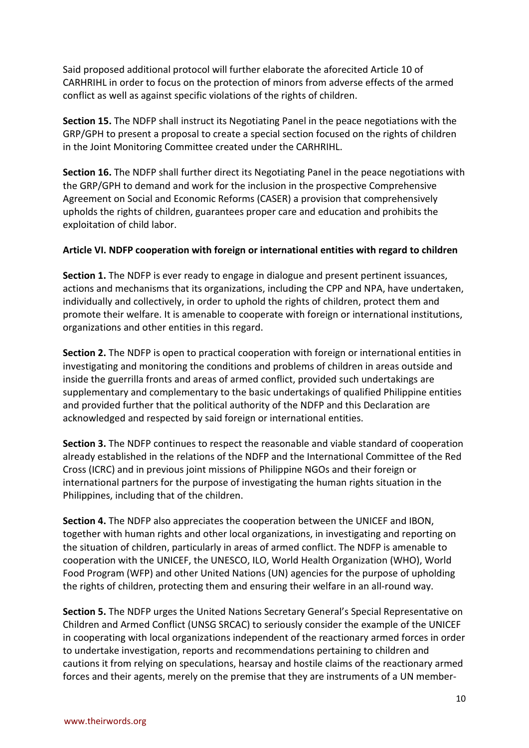Said proposed additional protocol will further elaborate the aforecited Article 10 of CARHRIHL in order to focus on the protection of minors from adverse effects of the armed conflict as well as against specific violations of the rights of children.

**Section 15.** The NDFP shall instruct its Negotiating Panel in the peace negotiations with the GRP/GPH to present a proposal to create a special section focused on the rights of children in the Joint Monitoring Committee created under the CARHRIHL.

**Section 16.** The NDFP shall further direct its Negotiating Panel in the peace negotiations with the GRP/GPH to demand and work for the inclusion in the prospective Comprehensive Agreement on Social and Economic Reforms (CASER) a provision that comprehensively upholds the rights of children, guarantees proper care and education and prohibits the exploitation of child labor.

**Article VI. NDFP cooperation with foreign or international entities with regard to children**

**Section 1.** The NDFP is ever ready to engage in dialogue and present pertinent issuances, actions and mechanisms that its organizations, including the CPP and NPA, have undertaken, individually and collectively, in order to uphold the rights of children, protect them and promote their welfare. It is amenable to cooperate with foreign or international institutions, organizations and other entities in this regard.

**Section 2.** The NDFP is open to practical cooperation with foreign or international entities in investigating and monitoring the conditions and problems of children in areas outside and inside the guerrilla fronts and areas of armed conflict, provided such undertakings are supplementary and complementary to the basic undertakings of qualified Philippine entities and provided further that the political authority of the NDFP and this Declaration are acknowledged and respected by said foreign or international entities.

**Section 3.** The NDFP continues to respect the reasonable and viable standard of cooperation already established in the relations of the NDFP and the International Committee of the Red Cross (ICRC) and in previous joint missions of Philippine NGOs and their foreign or international partners for the purpose of investigating the human rights situation in the Philippines, including that of the children.

**Section 4.** The NDFP also appreciates the cooperation between the UNICEF and IBON, together with human rights and other local organizations, in investigating and reporting on the situation of children, particularly in areas of armed conflict. The NDFP is amenable to cooperation with the UNICEF, the UNESCO, ILO, World Health Organization (WHO), World Food Program (WFP) and other United Nations (UN) agencies for the purpose of upholding the rights of children, protecting them and ensuring their welfare in an all-round way.

**Section 5.** The NDFP urges the United Nations Secretary General's Special Representative on Children and Armed Conflict (UNSG SRCAC) to seriously consider the example of the UNICEF in cooperating with local organizations independent of the reactionary armed forces in order to undertake investigation, reports and recommendations pertaining to children and cautions it from relying on speculations, hearsay and hostile claims of the reactionary armed forces and their agents, merely on the premise that they are instruments of a UN member-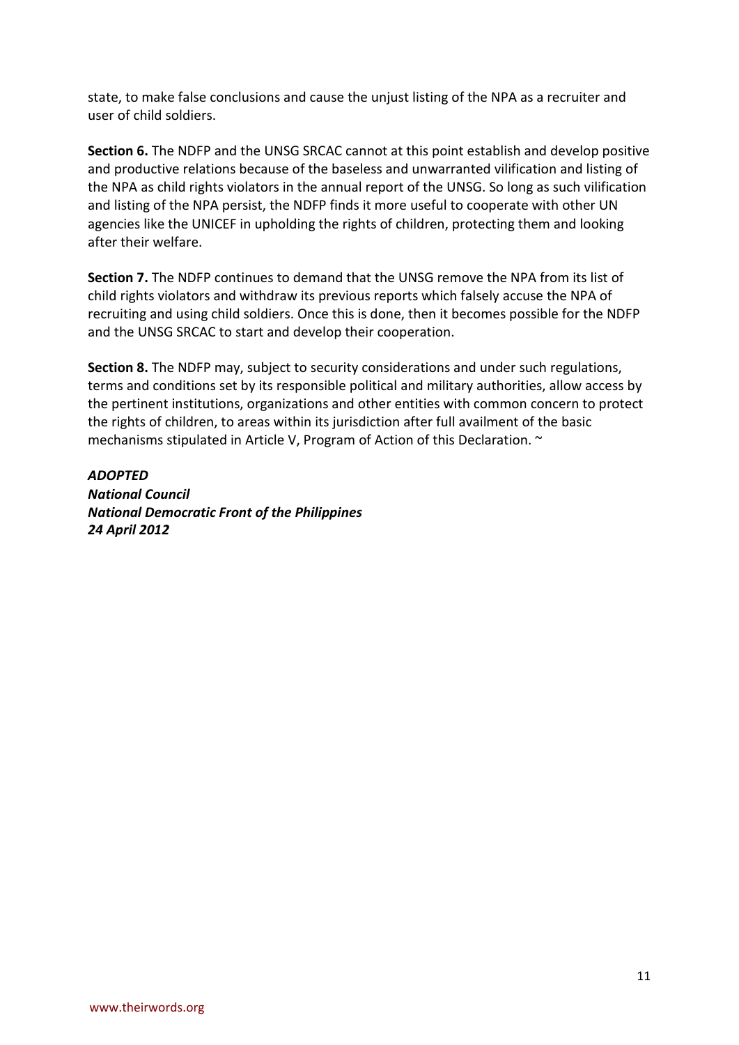state, to make false conclusions and cause the unjust listing of the NPA as a recruiter and user of child soldiers.

**Section 6.** The NDFP and the UNSG SRCAC cannot at this point establish and develop positive and productive relations because of the baseless and unwarranted vilification and listing of the NPA as child rights violators in the annual report of the UNSG. So long as such vilification and listing of the NPA persist, the NDFP finds it more useful to cooperate with other UN agencies like the UNICEF in upholding the rights of children, protecting them and looking after their welfare.

**Section 7.** The NDFP continues to demand that the UNSG remove the NPA from its list of child rights violators and withdraw its previous reports which falsely accuse the NPA of recruiting and using child soldiers. Once this is done, then it becomes possible for the NDFP and the UNSG SRCAC to start and develop their cooperation.

**Section 8.** The NDFP may, subject to security considerations and under such regulations, terms and conditions set by its responsible political and military authorities, allow access by the pertinent institutions, organizations and other entities with common concern to protect the rights of children, to areas within its jurisdiction after full availment of the basic mechanisms stipulated in Article V, Program of Action of this Declaration. ~

***ADOPTED***
***National Council***
***National Democratic Front of the Philippines***
***24 April 2012***